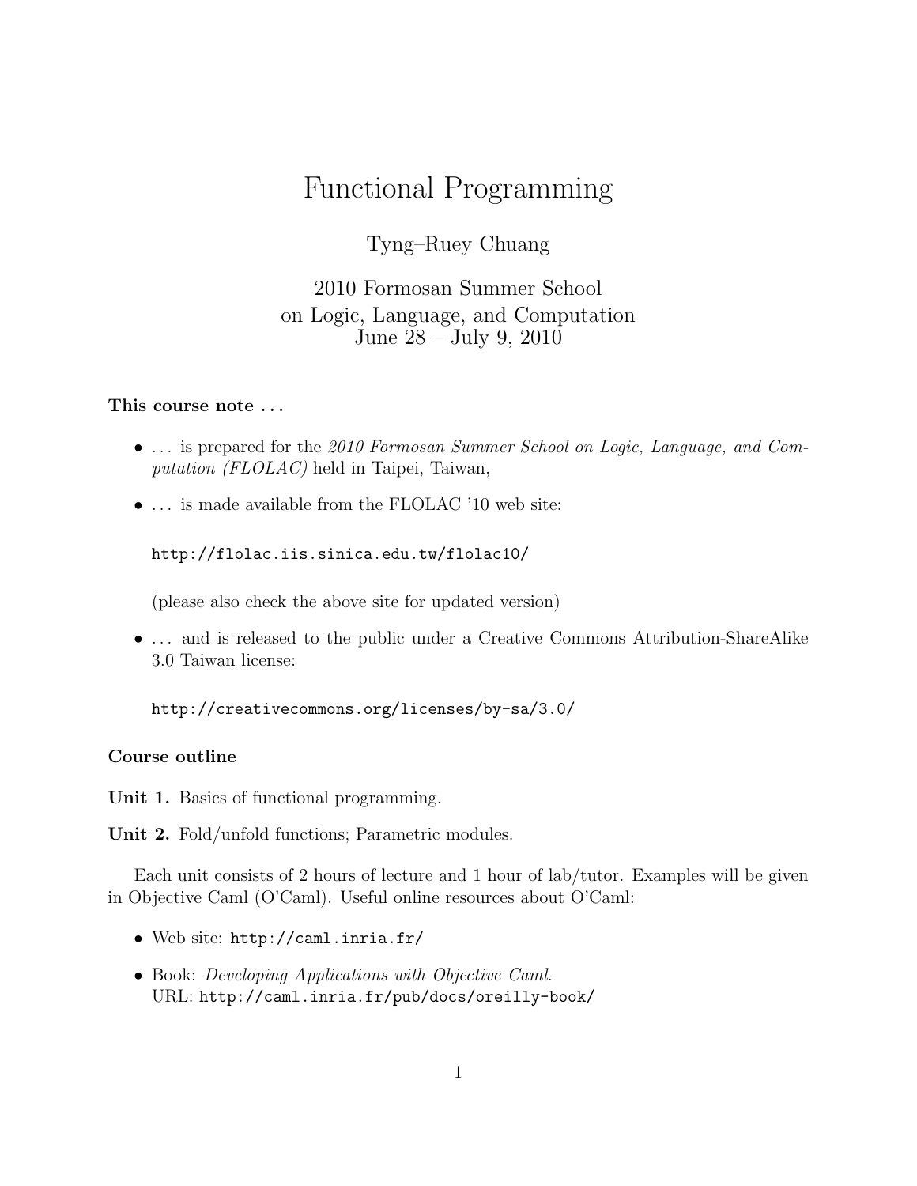# Functional Programming

Tyng–Ruey Chuang

2010 Formosan Summer School
on Logic, Language, and Computation
June 28 – July 9, 2010

**This course note . . .**

- . . . is prepared for the *2010 Formosan Summer School on Logic, Language, and Computation (FLOLAC)* held in Taipei, Taiwan,
- . . . is made available from the FLOLAC '10 web site:

  `http://flolac.iis.sinica.edu.tw/flolac10/`

  (please also check the above site for updated version)
- . . . and is released to the public under a Creative Commons Attribution-ShareAlike 3.0 Taiwan license:

  `http://creativecommons.org/licenses/by-sa/3.0/`

**Course outline**

**Unit 1.** Basics of functional programming.

**Unit 2.** Fold/unfold functions; Parametric modules.

Each unit consists of 2 hours of lecture and 1 hour of lab/tutor. Examples will be given in Objective Caml (O'Caml). Useful online resources about O'Caml:

- Web site: `http://caml.inria.fr/`
- Book: *Developing Applications with Objective Caml*.
  URL: `http://caml.inria.fr/pub/docs/oreilly-book/`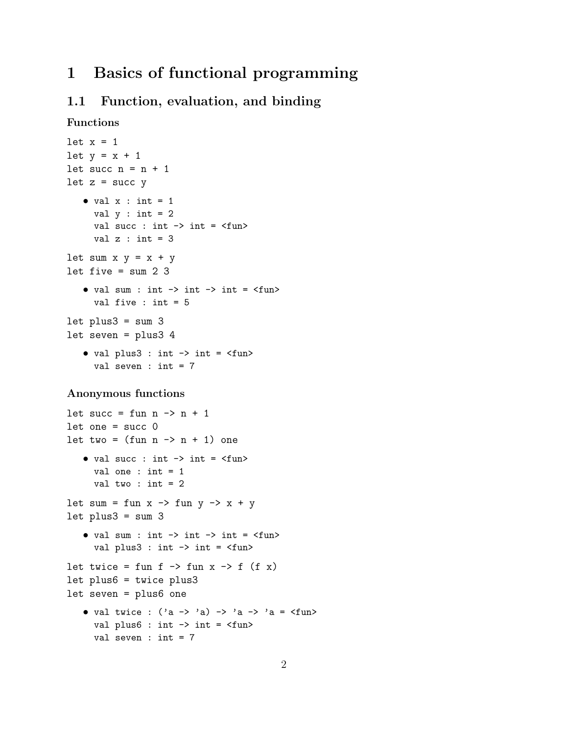# 1 Basics of functional programming

## 1.1 Function, evaluation, and binding

### Functions

```
let x = 1
let y = x + 1
let succ n = n + 1
let z = succ y
```

- ```
  val x : int = 1
  val y : int = 2
  val succ : int -> int = <fun>
  val z : int = 3
  ```

```
let sum x y = x + y
let five = sum 2 3
```

- ```
  val sum : int -> int -> int = <fun>
  val five : int = 5
  ```

```
let plus3 = sum 3
let seven = plus3 4
```

- ```
  val plus3 : int -> int = <fun>
  val seven : int = 7
  ```

### Anonymous functions

```
let succ = fun n -> n + 1
let one = succ 0
let two = (fun n -> n + 1) one
```

- ```
  val succ : int -> int = <fun>
  val one : int = 1
  val two : int = 2
  ```

```
let sum = fun x -> fun y -> x + y
let plus3 = sum 3
```

- ```
  val sum : int -> int -> int = <fun>
  val plus3 : int -> int = <fun>
  ```

```
let twice = fun f -> fun x -> f (f x)
let plus6 = twice plus3
let seven = plus6 one
```

- ```
  val twice : ('a -> 'a) -> 'a -> 'a = <fun>
  val plus6 : int -> int = <fun>
  val seven : int = 7
  ```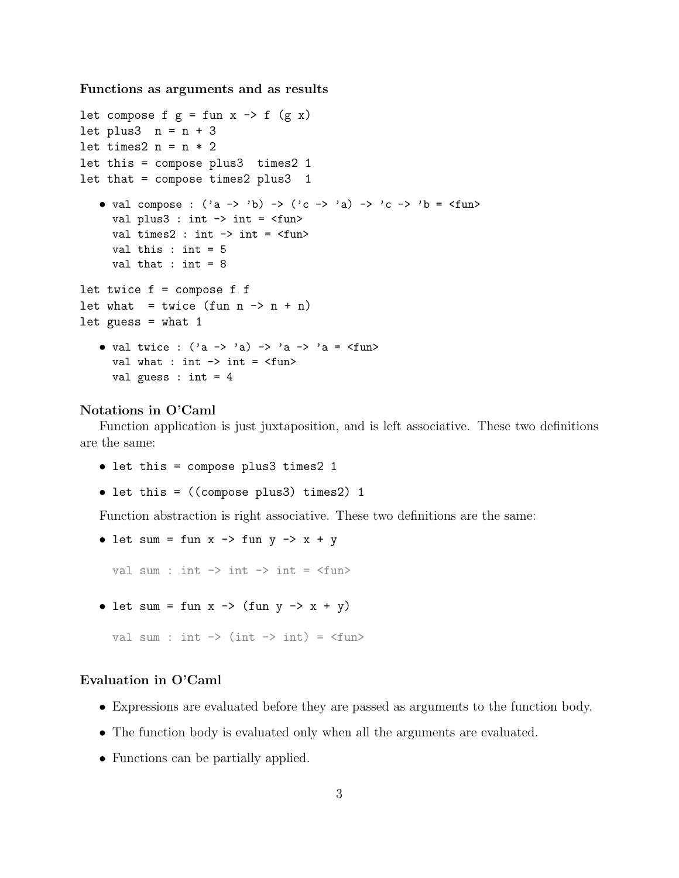**Functions as arguments and as results**

```
let compose f g = fun x -> f (g x)
let plus3  n = n + 3
let times2 n = n * 2
let this = compose plus3  times2 1
let that = compose times2 plus3  1
```

- ```
  val compose : ('a -> 'b) -> ('c -> 'a) -> 'c -> 'b = <fun>
  val plus3 : int -> int = <fun>
  val times2 : int -> int = <fun>
  val this : int = 5
  val that : int = 8
  ```

```
let twice f = compose f f
let what  = twice (fun n -> n + n)
let guess = what 1
```

- ```
  val twice : ('a -> 'a) -> 'a -> 'a = <fun>
  val what : int -> int = <fun>
  val guess : int = 4
  ```

**Notations in O'Caml**

Function application is just juxtaposition, and is left associative. These two definitions are the same:

- `let this = compose plus3 times2 1`
- `let this = ((compose plus3) times2) 1`

Function abstraction is right associative. These two definitions are the same:

- `let sum = fun x -> fun y -> x + y`

  ```
  val sum : int -> int -> int = <fun>
  ```

- `let sum = fun x -> (fun y -> x + y)`

  ```
  val sum : int -> (int -> int) = <fun>
  ```

**Evaluation in O'Caml**

- Expressions are evaluated before they are passed as arguments to the function body.
- The function body is evaluated only when all the arguments are evaluated.
- Functions can be partially applied.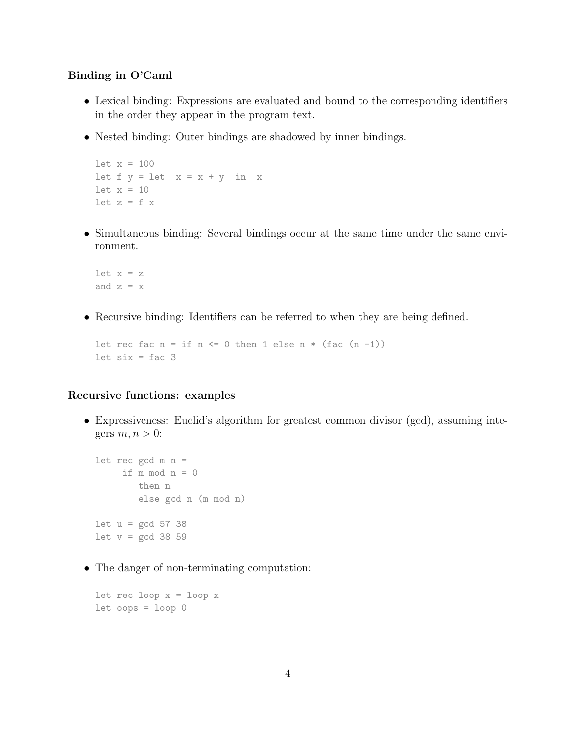### Binding in O'Caml

- Lexical binding: Expressions are evaluated and bound to the corresponding identifiers in the order they appear in the program text.
- Nested binding: Outer bindings are shadowed by inner bindings.

```
let x = 100
let f y = let  x = x + y  in  x
let x = 10
let z = f x
```

- Simultaneous binding: Several bindings occur at the same time under the same environment.

```
let x = z
and z = x
```

- Recursive binding: Identifiers can be referred to when they are being defined.

```
let rec fac n = if n <= 0 then 1 else n * (fac (n -1))
let six = fac 3
```

### Recursive functions: examples

- Expressiveness: Euclid's algorithm for greatest common divisor (gcd), assuming integers $m, n > 0$:

```
let rec gcd m n =
     if m mod n = 0
        then n
        else gcd n (m mod n)

let u = gcd 57 38
let v = gcd 38 59
```

- The danger of non-terminating computation:

```
let rec loop x = loop x
let oops = loop 0
```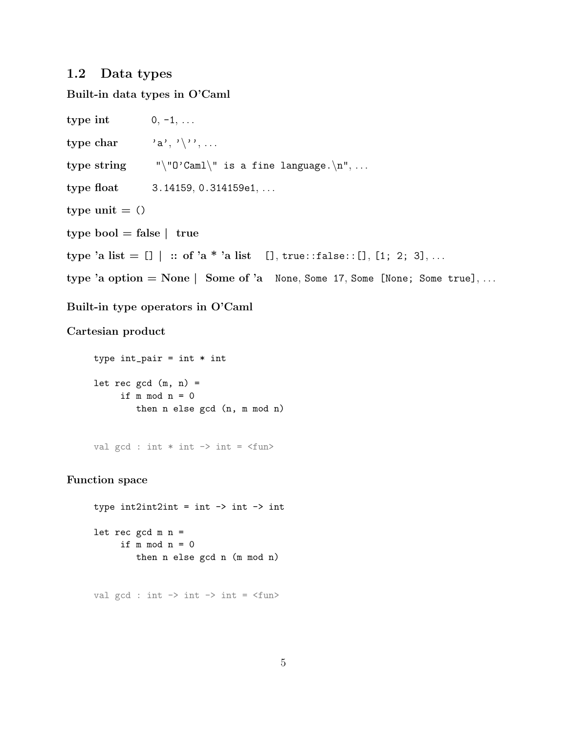## 1.2 Data types

**Built-in data types in O'Caml**

**type int** `0`, `-1`, ...

**type char** `'a'`, `'\''`, ...

**type string** `"\"O'Caml\" is a fine language.\n"`, ...

**type float** `3.14159`, `0.314159e1`, ...

**type unit** = ()

**type bool** = **false** | **true**

**type 'a list** = [] | **:: of 'a * 'a list** `[]`, `true::false::[]`, `[1; 2; 3]`, ...

**type 'a option** = **None** | **Some of 'a** `None`, `Some 17`, `Some [None; Some true]`, ...

**Built-in type operators in O'Caml**

**Cartesian product**

```
type int_pair = int * int

let rec gcd (m, n) =
     if m mod n = 0
        then n else gcd (n, m mod n)


val gcd : int * int -> int = <fun>
```

**Function space**

```
type int2int2int = int -> int -> int

let rec gcd m n =
     if m mod n = 0
        then n else gcd n (m mod n)


val gcd : int -> int -> int = <fun>
```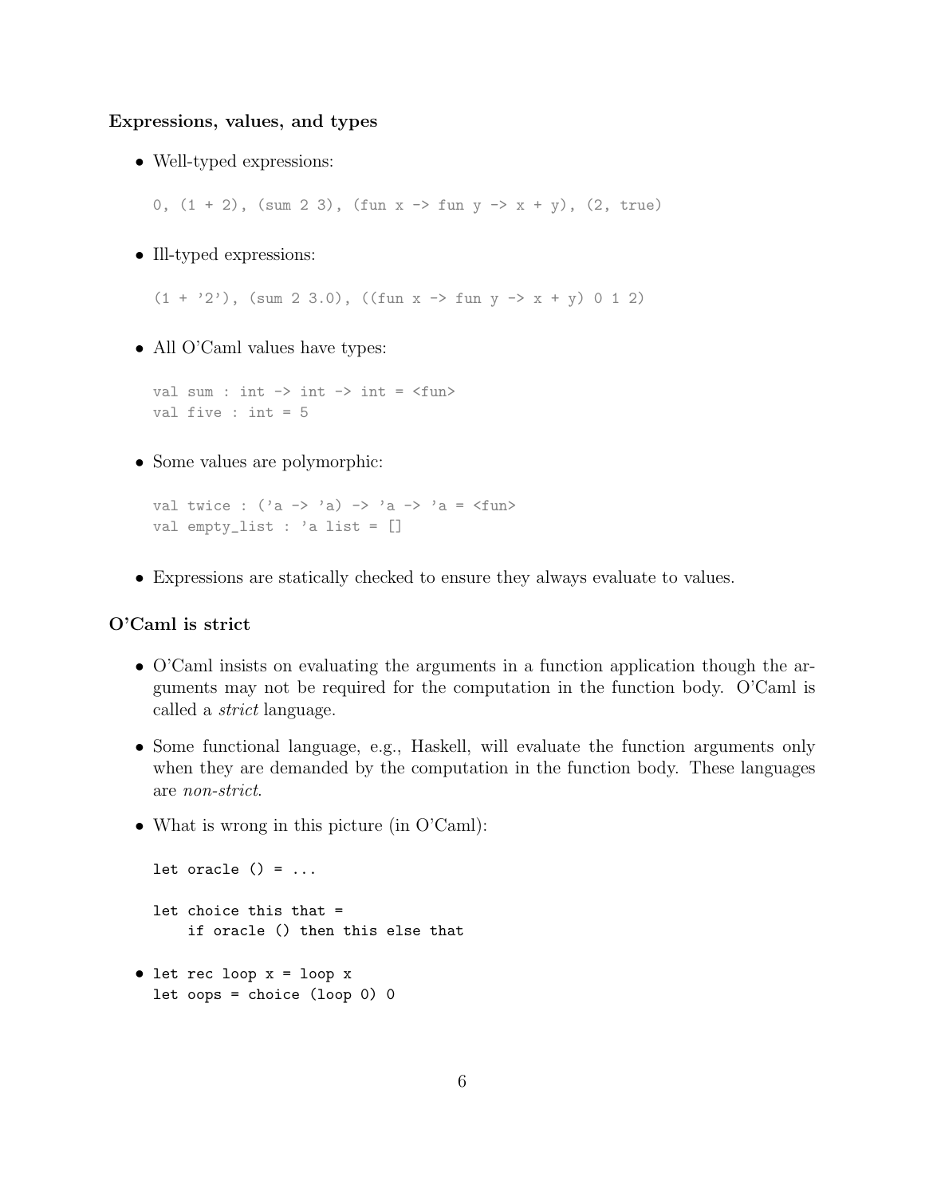### Expressions, values, and types

- Well-typed expressions:

```
0, (1 + 2), (sum 2 3), (fun x -> fun y -> x + y), (2, true)
```

- Ill-typed expressions:

```
(1 + '2'), (sum 2 3.0), ((fun x -> fun y -> x + y) 0 1 2)
```

- All O'Caml values have types:

```
val sum : int -> int -> int = <fun>
val five : int = 5
```

- Some values are polymorphic:

```
val twice : ('a -> 'a) -> 'a -> 'a = <fun>
val empty_list : 'a list = []
```

- Expressions are statically checked to ensure they always evaluate to values.

### O'Caml is strict

- O'Caml insists on evaluating the arguments in a function application though the arguments may not be required for the computation in the function body. O'Caml is called a *strict* language.
- Some functional language, e.g., Haskell, will evaluate the function arguments only when they are demanded by the computation in the function body. These languages are *non-strict*.
- What is wrong in this picture (in O'Caml):

```
let oracle () = ...

let choice this that =
    if oracle () then this else that
```

- ```
  let rec loop x = loop x
  let oops = choice (loop 0) 0
  ```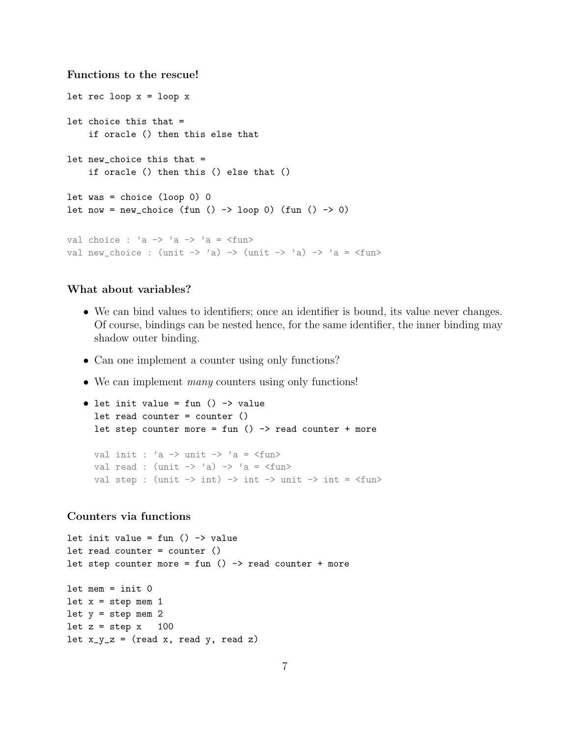### Functions to the rescue!

```
let rec loop x = loop x

let choice this that =
    if oracle () then this else that

let new_choice this that =
    if oracle () then this () else that ()

let was = choice (loop 0) 0
let now = new_choice (fun () -> loop 0) (fun () -> 0)

val choice : 'a -> 'a -> 'a = <fun>
val new_choice : (unit -> 'a) -> (unit -> 'a) -> 'a = <fun>
```

### What about variables?

- We can bind values to identifiers; once an identifier is bound, its value never changes. Of course, bindings can be nested hence, for the same identifier, the inner binding may shadow outer binding.
- Can one implement a counter using only functions?
- We can implement *many* counters using only functions!
- ```
  let init value = fun () -> value
  let read counter = counter ()
  let step counter more = fun () -> read counter + more

  val init : 'a -> unit -> 'a = <fun>
  val read : (unit -> 'a) -> 'a = <fun>
  val step : (unit -> int) -> int -> unit -> int = <fun>
  ```

### Counters via functions

```
let init value = fun () -> value
let read counter = counter ()
let step counter more = fun () -> read counter + more

let mem = init 0
let x = step mem 1
let y = step mem 2
let z = step x   100
let x_y_z = (read x, read y, read z)
```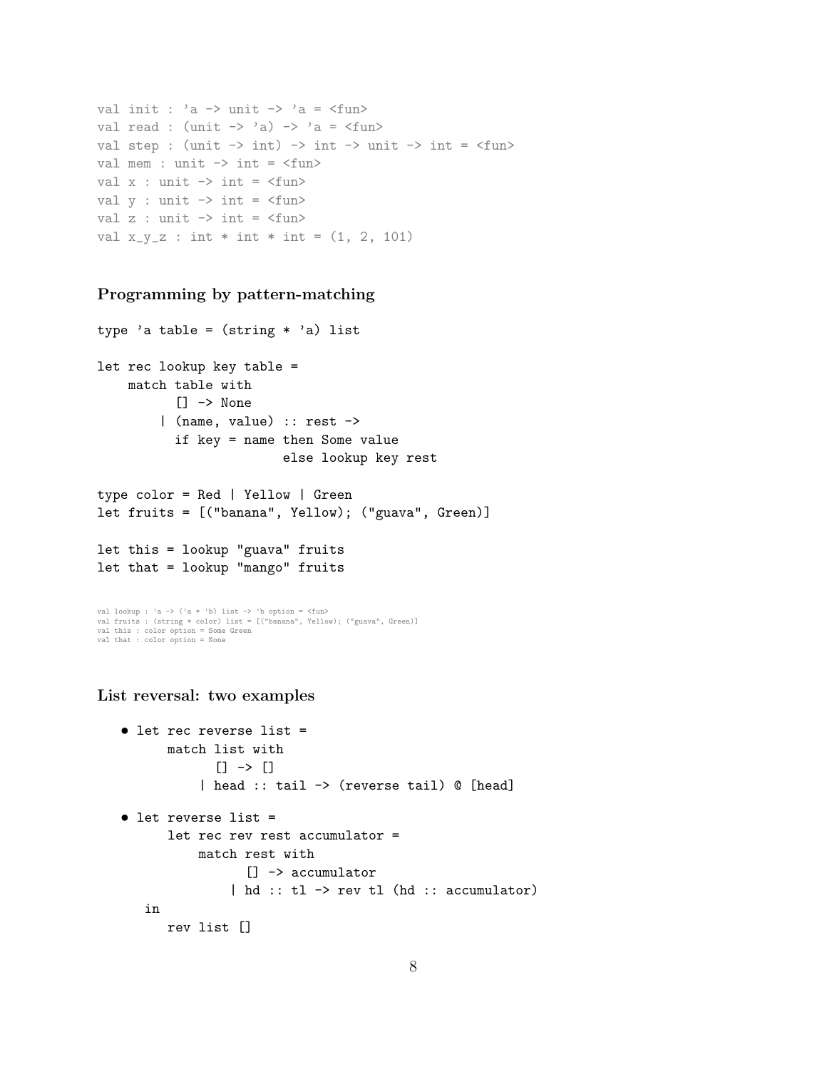```
val init : 'a -> unit -> 'a = <fun>
val read : (unit -> 'a) -> 'a = <fun>
val step : (unit -> int) -> int -> unit -> int = <fun>
val mem : unit -> int = <fun>
val x : unit -> int = <fun>
val y : unit -> int = <fun>
val z : unit -> int = <fun>
val x_y_z : int * int * int = (1, 2, 101)
```

### Programming by pattern-matching

```
type 'a table = (string * 'a) list

let rec lookup key table =
    match table with
         [] -> None
       | (name, value) :: rest ->
         if key = name then Some value
                       else lookup key rest

type color = Red | Yellow | Green
let fruits = [("banana", Yellow); ("guava", Green)]

let this = lookup "guava" fruits
let that = lookup "mango" fruits
```

```
val lookup : 'a -> ('a * 'b) list -> 'b option = <fun>
val fruits : (string * color) list = [("banana", Yellow); ("guava", Green)]
val this : color option = Some Green
val that : color option = None
```

### List reversal: two examples

- ```
  let rec reverse list =
      match list with
           [] -> []
         | head :: tail -> (reverse tail) @ [head]
  ```
- ```
  let reverse list =
      let rec rev rest accumulator =
          match rest with
               [] -> accumulator
             | hd :: tl -> rev tl (hd :: accumulator)
    in
      rev list []
  ```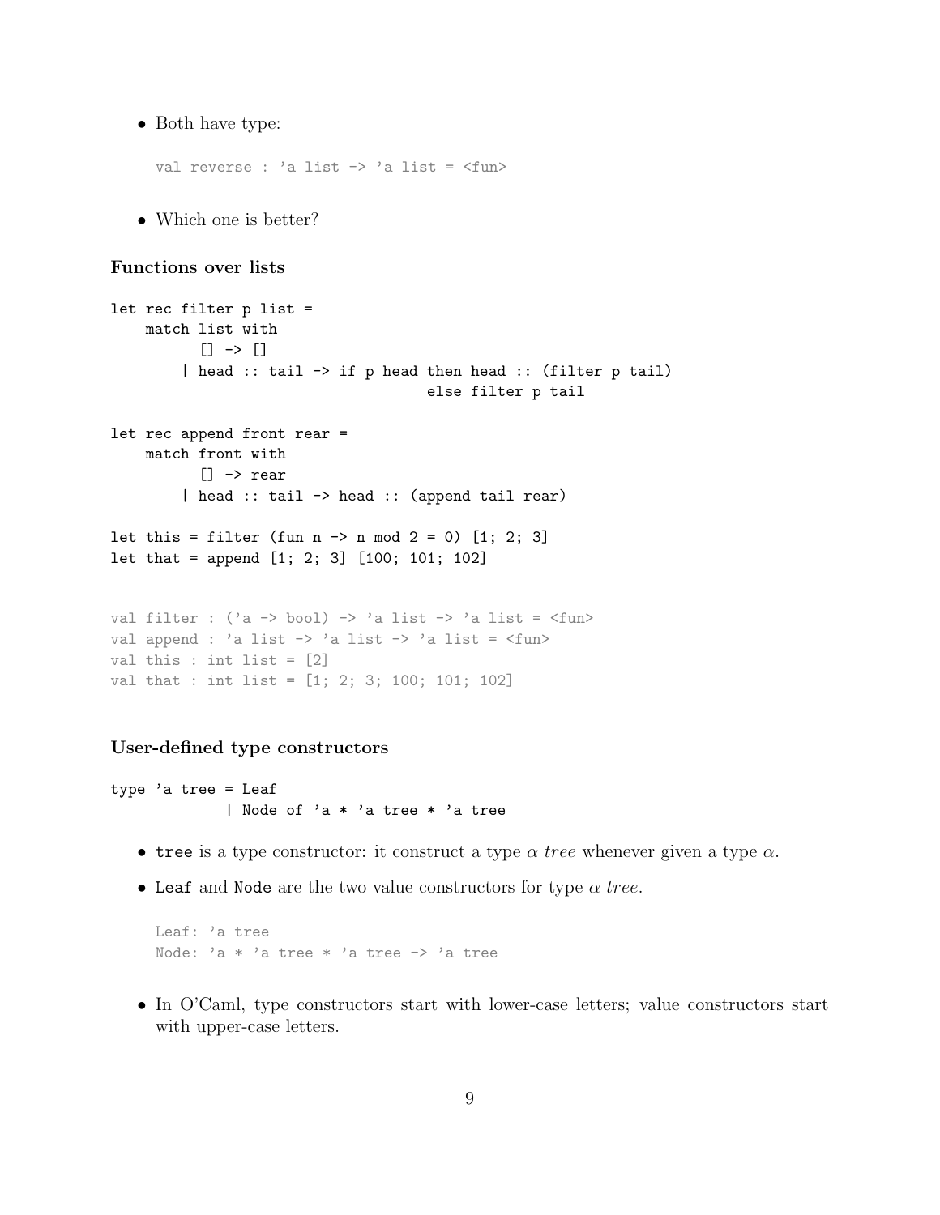- Both have type:

```
val reverse : 'a list -> 'a list = <fun>
```

- Which one is better?

### Functions over lists

```
let rec filter p list =
    match list with
          [] -> []
        | head :: tail -> if p head then head :: (filter p tail)
                                    else filter p tail

let rec append front rear =
    match front with
          [] -> rear
        | head :: tail -> head :: (append tail rear)

let this = filter (fun n -> n mod 2 = 0) [1; 2; 3]
let that = append [1; 2; 3] [100; 101; 102]
```

```
val filter : ('a -> bool) -> 'a list -> 'a list = <fun>
val append : 'a list -> 'a list -> 'a list = <fun>
val this : int list = [2]
val that : int list = [1; 2; 3; 100; 101; 102]
```

### User-defined type constructors

```
type 'a tree = Leaf
             | Node of 'a * 'a tree * 'a tree
```

- `tree` is a type constructor: it construct a type $\alpha$ *tree* whenever given a type $\alpha$.
- `Leaf` and `Node` are the two value constructors for type $\alpha$ *tree*.

```
Leaf: 'a tree
Node: 'a * 'a tree * 'a tree -> 'a tree
```

- In O'Caml, type constructors start with lower-case letters; value constructors start with upper-case letters.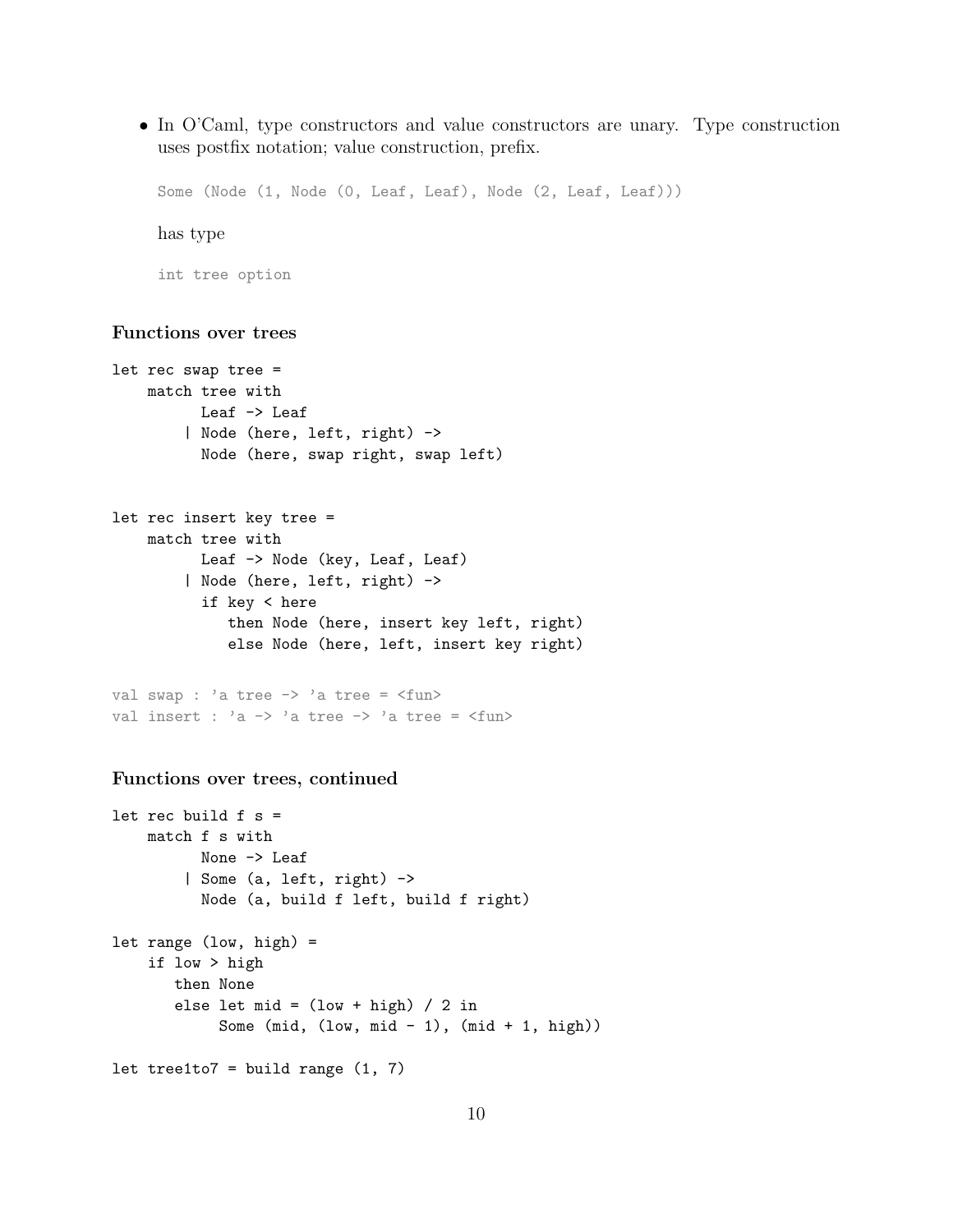- In O'Caml, type constructors and value constructors are unary. Type construction uses postfix notation; value construction, prefix.

  ```
  Some (Node (1, Node (0, Leaf, Leaf), Node (2, Leaf, Leaf)))
  ```

  has type

  ```
  int tree option
  ```

### Functions over trees

```
let rec swap tree =
    match tree with
          Leaf -> Leaf
        | Node (here, left, right) ->
          Node (here, swap right, swap left)


let rec insert key tree =
    match tree with
          Leaf -> Node (key, Leaf, Leaf)
        | Node (here, left, right) ->
          if key < here
             then Node (here, insert key left, right)
             else Node (here, left, insert key right)
```

```
val swap : 'a tree -> 'a tree = <fun>
val insert : 'a -> 'a tree -> 'a tree = <fun>
```

### Functions over trees, continued

```
let rec build f s =
    match f s with
          None -> Leaf
        | Some (a, left, right) ->
          Node (a, build f left, build f right)

let range (low, high) =
    if low > high
       then None
       else let mid = (low + high) / 2 in
            Some (mid, (low, mid - 1), (mid + 1, high))

let tree1to7 = build range (1, 7)
```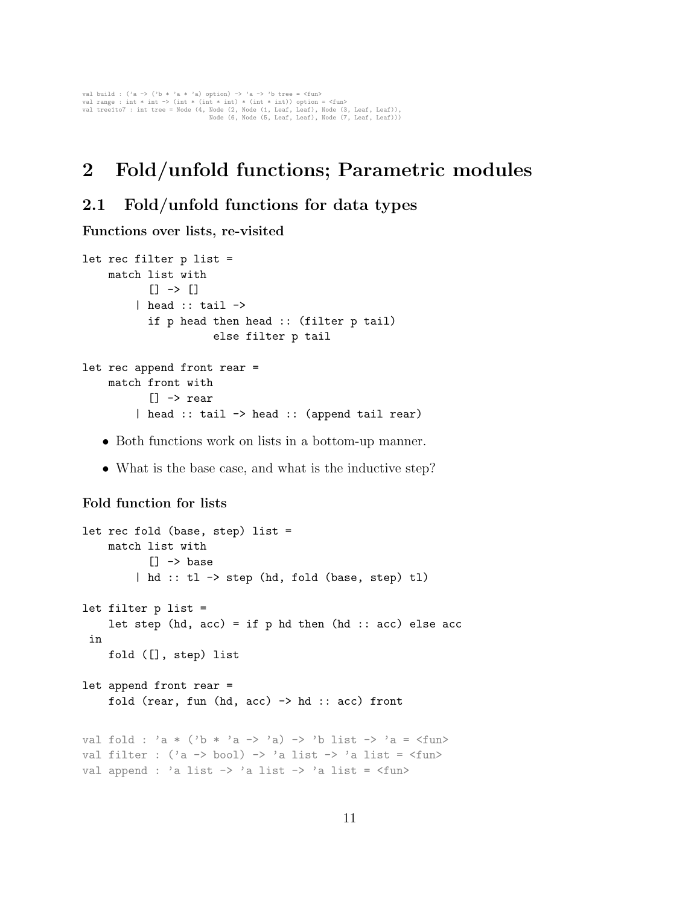```
val build : ('a -> ('b * 'a * 'a) option) -> 'a -> 'b tree = <fun>
val range : int * int -> (int * (int * int) * (int * int)) option = <fun>
val tree1to7 : int tree = Node (4, Node (2, Node (1, Leaf, Leaf), Node (3, Leaf, Leaf)),
                                Node (6, Node (5, Leaf, Leaf), Node (7, Leaf, Leaf)))
```

# 2 Fold/unfold functions; Parametric modules

## 2.1 Fold/unfold functions for data types

### Functions over lists, re-visited

```
let rec filter p list =
    match list with
          [] -> []
        | head :: tail ->
          if p head then head :: (filter p tail)
                    else filter p tail

let rec append front rear =
    match front with
          [] -> rear
        | head :: tail -> head :: (append tail rear)
```

- Both functions work on lists in a bottom-up manner.
- What is the base case, and what is the inductive step?

### Fold function for lists

```
let rec fold (base, step) list =
    match list with
          [] -> base
        | hd :: tl -> step (hd, fold (base, step) tl)

let filter p list =
    let step (hd, acc) = if p hd then (hd :: acc) else acc
 in
    fold ([], step) list

let append front rear =
    fold (rear, fun (hd, acc) -> hd :: acc) front


val fold : 'a * ('b * 'a -> 'a) -> 'b list -> 'a = <fun>
val filter : ('a -> bool) -> 'a list -> 'a list = <fun>
val append : 'a list -> 'a list -> 'a list = <fun>
```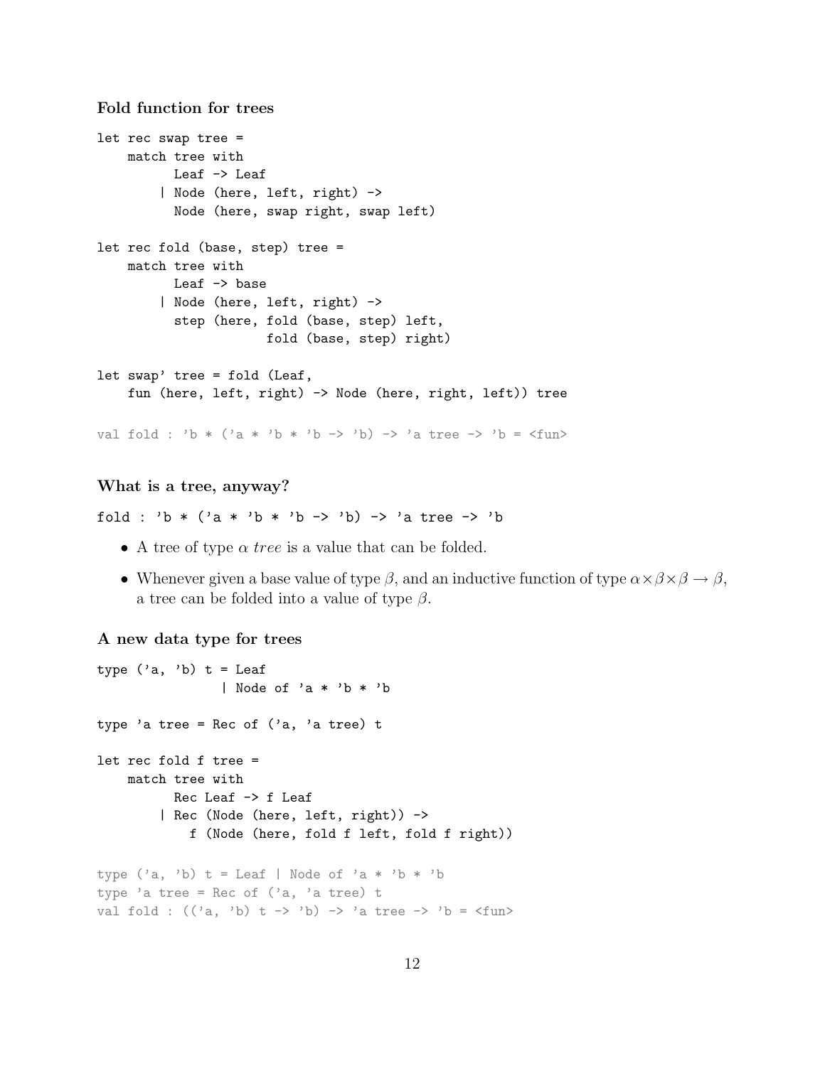### Fold function for trees

```
let rec swap tree =
    match tree with
          Leaf -> Leaf
        | Node (here, left, right) ->
          Node (here, swap right, swap left)

let rec fold (base, step) tree =
    match tree with
          Leaf -> base
        | Node (here, left, right) ->
          step (here, fold (base, step) left,
                      fold (base, step) right)

let swap' tree = fold (Leaf,
    fun (here, left, right) -> Node (here, right, left)) tree
```

```
val fold : 'b * ('a * 'b * 'b -> 'b) -> 'a tree -> 'b = <fun>
```

### What is a tree, anyway?

```
fold : 'b * ('a * 'b * 'b -> 'b) -> 'a tree -> 'b
```

- A tree of type $\alpha$ *tree* is a value that can be folded.
- Whenever given a base value of type $\beta$, and an inductive function of type $\alpha \times \beta \times \beta \rightarrow \beta$, a tree can be folded into a value of type $\beta$.

### A new data type for trees

```
type ('a, 'b) t = Leaf
                | Node of 'a * 'b * 'b

type 'a tree = Rec of ('a, 'a tree) t

let rec fold f tree =
    match tree with
          Rec Leaf -> f Leaf
        | Rec (Node (here, left, right)) ->
           f (Node (here, fold f left, fold f right))
```

```
type ('a, 'b) t = Leaf | Node of 'a * 'b * 'b
type 'a tree = Rec of ('a, 'a tree) t
val fold : (('a, 'b) t -> 'b) -> 'a tree -> 'b = <fun>
```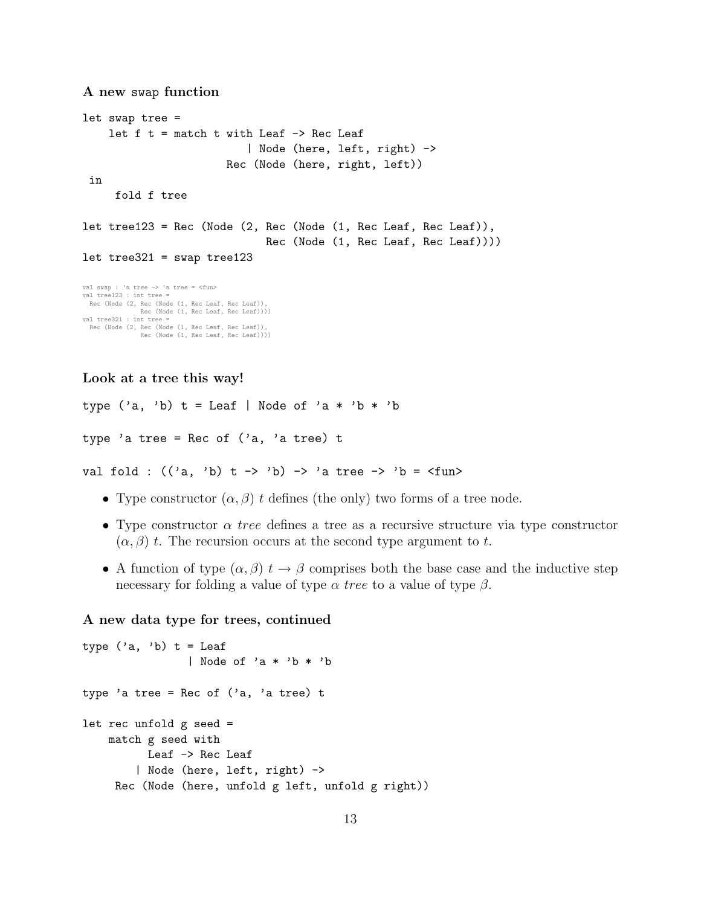### A new swap function

```
let swap tree =
    let f t = match t with Leaf -> Rec Leaf
                         | Node (here, left, right) ->
                       Rec (Node (here, right, left))
 in
     fold f tree

let tree123 = Rec (Node (2, Rec (Node (1, Rec Leaf, Rec Leaf)),
                            Rec (Node (1, Rec Leaf, Rec Leaf))))
let tree321 = swap tree123
```

```
val swap : 'a tree -> 'a tree = <fun>
val tree123 : int tree =
  Rec (Node (2, Rec (Node (1, Rec Leaf, Rec Leaf)),
              Rec (Node (1, Rec Leaf, Rec Leaf))))
val tree321 : int tree =
  Rec (Node (2, Rec (Node (1, Rec Leaf, Rec Leaf)),
              Rec (Node (1, Rec Leaf, Rec Leaf))))
```

### Look at a tree this way!

```
type ('a, 'b) t = Leaf | Node of 'a * 'b * 'b

type 'a tree = Rec of ('a, 'a tree) t

val fold : (('a, 'b) t -> 'b) -> 'a tree -> 'b = <fun>
```

- Type constructor $(\alpha, \beta)\ t$ defines (the only) two forms of a tree node.
- Type constructor $\alpha\ tree$ defines a tree as a recursive structure via type constructor $(\alpha, \beta)\ t$. The recursion occurs at the second type argument to $t$.
- A function of type $(\alpha, \beta)\ t \rightarrow \beta$ comprises both the base case and the inductive step necessary for folding a value of type $\alpha\ tree$ to a value of type $\beta$.

### A new data type for trees, continued

```
type ('a, 'b) t = Leaf
                | Node of 'a * 'b * 'b

type 'a tree = Rec of ('a, 'a tree) t

let rec unfold g seed =
    match g seed with
          Leaf -> Rec Leaf
        | Node (here, left, right) ->
     Rec (Node (here, unfold g left, unfold g right))
```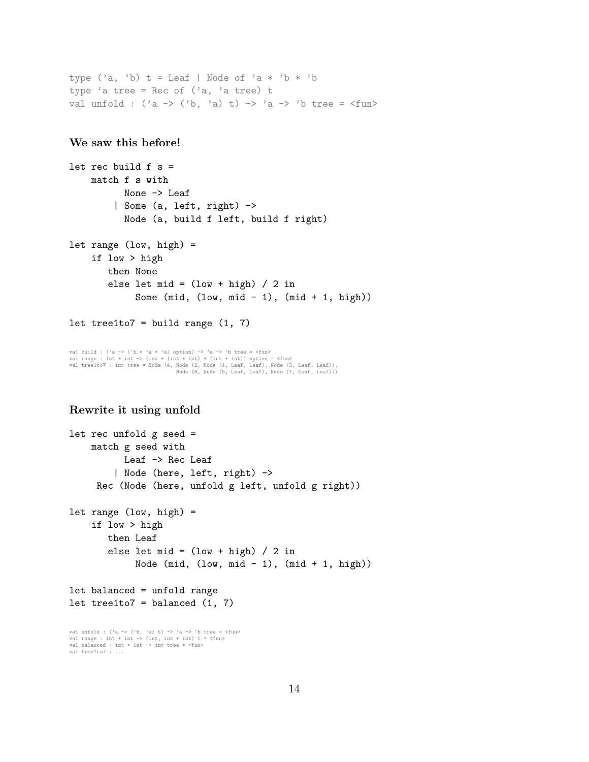```
type ('a, 'b) t = Leaf | Node of 'a * 'b * 'b
type 'a tree = Rec of ('a, 'a tree) t
val unfold : ('a -> ('b, 'a) t) -> 'a -> 'b tree = <fun>
```

### We saw this before!

```
let rec build f s =
    match f s with
          None -> Leaf
        | Some (a, left, right) ->
          Node (a, build f left, build f right)

let range (low, high) =
    if low > high
       then None
       else let mid = (low + high) / 2 in
            Some (mid, (low, mid - 1), (mid + 1, high))

let tree1to7 = build range (1, 7)
```

```
val build : ('a -> ('b * 'a * 'a) option) -> 'a -> 'b tree = <fun>
val range : int * int -> (int * (int * int) * (int * int)) option = <fun>
val tree1to7 : int tree = Node (4, Node (2, Node (1, Leaf, Leaf), Node (3, Leaf, Leaf)),
                               Node (6, Node (5, Leaf, Leaf), Node (7, Leaf, Leaf)))
```

### Rewrite it using unfold

```
let rec unfold g seed =
    match g seed with
          Leaf -> Rec Leaf
        | Node (here, left, right) ->
     Rec (Node (here, unfold g left, unfold g right))

let range (low, high) =
    if low > high
       then Leaf
       else let mid = (low + high) / 2 in
            Node (mid, (low, mid - 1), (mid + 1, high))

let balanced = unfold range
let tree1to7 = balanced (1, 7)
```

```
val unfold : ('a -> ('b, 'a) t) -> 'a -> 'b tree = <fun>
val range : int * int -> (int, int * int) t = <fun>
val balanced : int * int -> int tree = <fun>
val tree1to7 : ...
```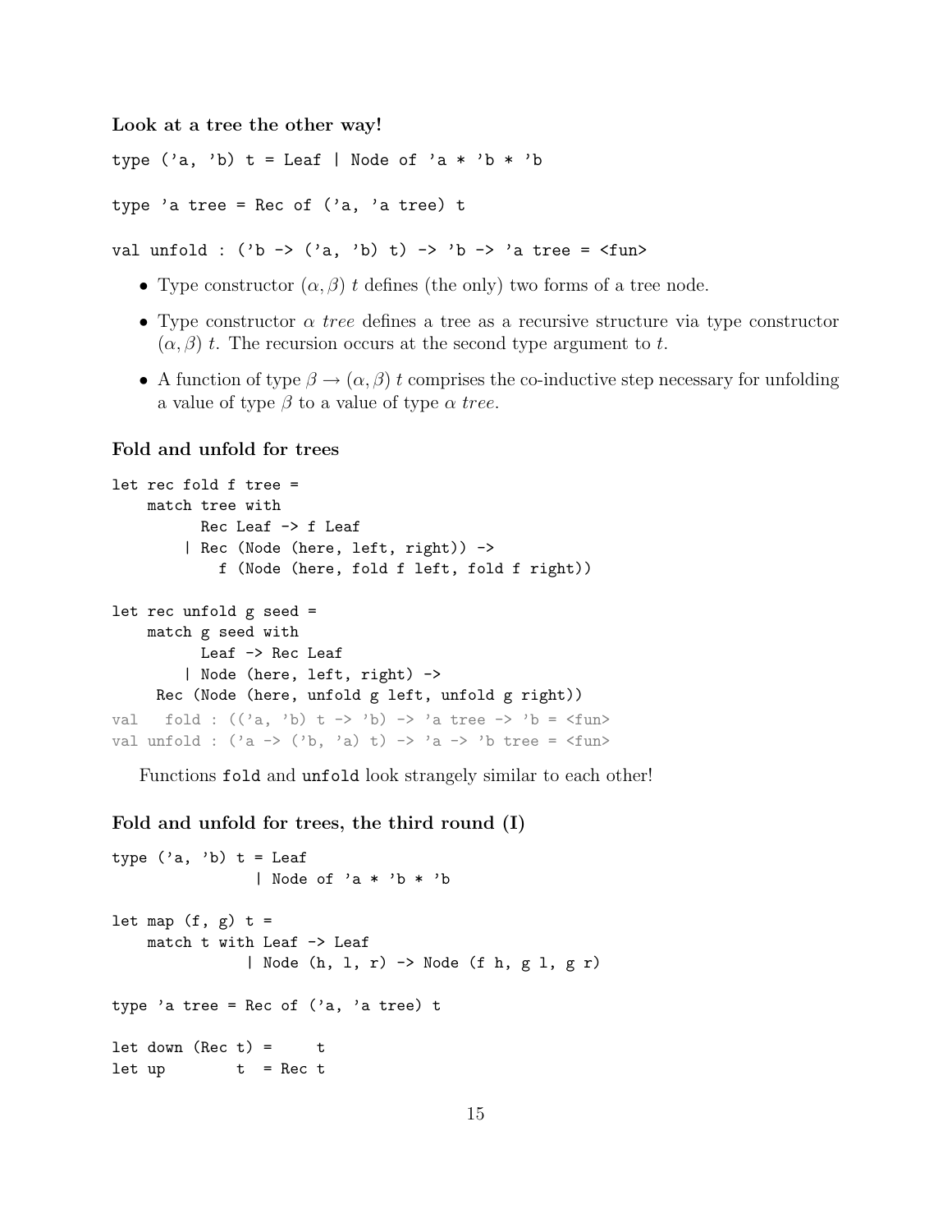**Look at a tree the other way!**

```
type ('a, 'b) t = Leaf | Node of 'a * 'b * 'b

type 'a tree = Rec of ('a, 'a tree) t

val unfold : ('b -> ('a, 'b) t) -> 'b -> 'a tree = <fun>
```

- Type constructor $(\alpha, \beta)$ $t$ defines (the only) two forms of a tree node.
- Type constructor $\alpha$ *tree* defines a tree as a recursive structure via type constructor $(\alpha, \beta)$ $t$. The recursion occurs at the second type argument to $t$.
- A function of type $\beta \rightarrow (\alpha, \beta)$ $t$ comprises the co-inductive step necessary for unfolding a value of type $\beta$ to a value of type $\alpha$ *tree*.

**Fold and unfold for trees**

```
let rec fold f tree =
    match tree with
          Rec Leaf -> f Leaf
        | Rec (Node (here, left, right)) ->
             f (Node (here, fold f left, fold f right))

let rec unfold g seed =
    match g seed with
          Leaf -> Rec Leaf
        | Node (here, left, right) ->
     Rec (Node (here, unfold g left, unfold g right))
val   fold : (('a, 'b) t -> 'b) -> 'a tree -> 'b = <fun>
val unfold : ('a -> ('b, 'a) t) -> 'a -> 'b tree = <fun>
```

Functions `fold` and `unfold` look strangely similar to each other!

**Fold and unfold for trees, the third round (I)**

```
type ('a, 'b) t = Leaf
                | Node of 'a * 'b * 'b

let map (f, g) t =
    match t with Leaf -> Leaf
               | Node (h, l, r) -> Node (f h, g l, g r)

type 'a tree = Rec of ('a, 'a tree) t

let down (Rec t) =     t
let up        t  = Rec t
```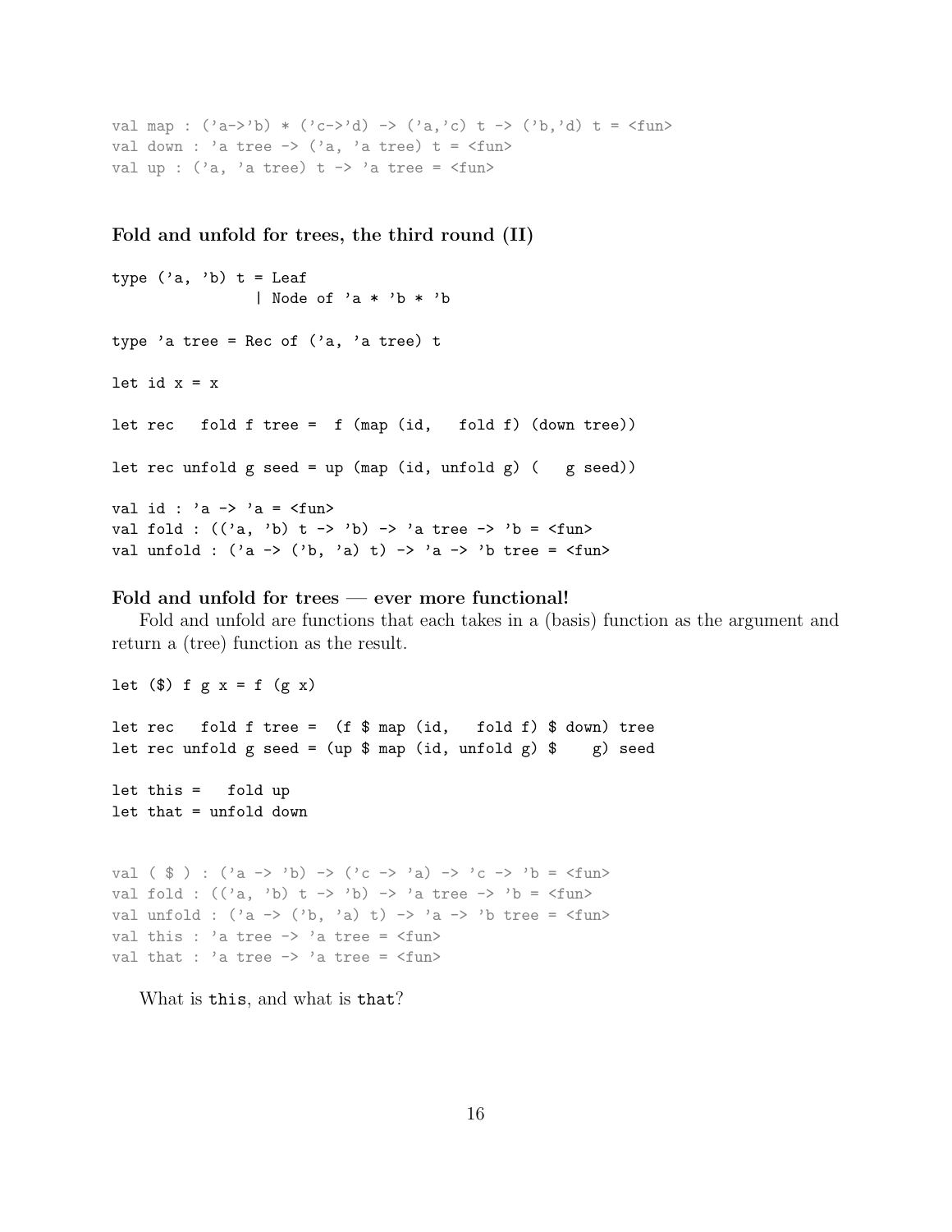```
val map : ('a->'b) * ('c->'d) -> ('a,'c) t -> ('b,'d) t = <fun>
val down : 'a tree -> ('a, 'a tree) t = <fun>
val up : ('a, 'a tree) t -> 'a tree = <fun>
```

### Fold and unfold for trees, the third round (II)

```
type ('a, 'b) t = Leaf
                | Node of 'a * 'b * 'b

type 'a tree = Rec of ('a, 'a tree) t

let id x = x

let rec   fold f tree =  f (map (id,   fold f) (down tree))

let rec unfold g seed = up (map (id, unfold g) (   g seed))

val id : 'a -> 'a = <fun>
val fold : (('a, 'b) t -> 'b) -> 'a tree -> 'b = <fun>
val unfold : ('a -> ('b, 'a) t) -> 'a -> 'b tree = <fun>
```

### Fold and unfold for trees — ever more functional!

Fold and unfold are functions that each takes in a (basis) function as the argument and return a (tree) function as the result.

```
let ($) f g x = f (g x)

let rec   fold f tree =  (f $ map (id,   fold f) $ down) tree
let rec unfold g seed = (up $ map (id, unfold g) $    g) seed

let this =   fold up
let that = unfold down


val ( $ ) : ('a -> 'b) -> ('c -> 'a) -> 'c -> 'b = <fun>
val fold : (('a, 'b) t -> 'b) -> 'a tree -> 'b = <fun>
val unfold : ('a -> ('b, 'a) t) -> 'a -> 'b tree = <fun>
val this : 'a tree -> 'a tree = <fun>
val that : 'a tree -> 'a tree = <fun>
```

What is `this`, and what is `that`?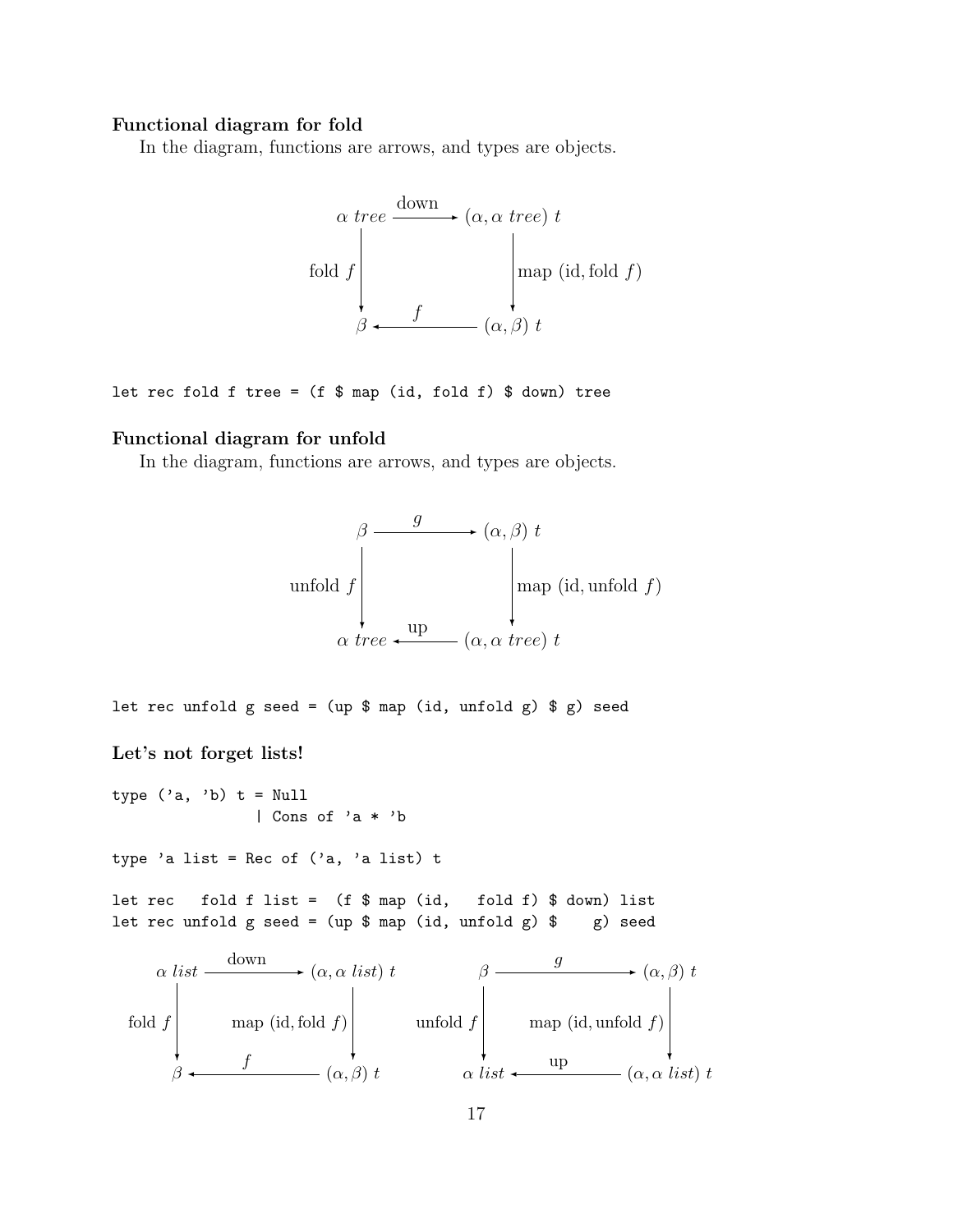**Functional diagram for fold**

In the diagram, functions are arrows, and types are objects.

$$
\begin{array}{ccc}
\alpha\ \mathit{tree} & \xrightarrow{\text{down}} & (\alpha, \alpha\ \mathit{tree})\ t \\
\Big\downarrow{\scriptstyle \text{fold}\ f} & & \Big\downarrow{\scriptstyle \text{map (id, fold}\ f)} \\
\beta & \xleftarrow{f} & (\alpha, \beta)\ t
\end{array}
$$

```
let rec fold f tree = (f $ map (id, fold f) $ down) tree
```

**Functional diagram for unfold**

In the diagram, functions are arrows, and types are objects.

$$
\begin{array}{ccc}
\beta & \xrightarrow{g} & (\alpha, \beta)\ t \\
\Big\downarrow{\scriptstyle \text{unfold}\ f} & & \Big\downarrow{\scriptstyle \text{map (id, unfold}\ f)} \\
\alpha\ \mathit{tree} & \xleftarrow{\text{up}} & (\alpha, \alpha\ \mathit{tree})\ t
\end{array}
$$

```
let rec unfold g seed = (up $ map (id, unfold g) $ g) seed
```

**Let's not forget lists!**

```
type ('a, 'b) t = Null
                | Cons of 'a * 'b

type 'a list = Rec of ('a, 'a list) t

let rec   fold f list =  (f $ map (id,   fold f) $ down) list
let rec unfold g seed = (up $ map (id, unfold g) $    g) seed
```

$$
\begin{array}{ccc}
\alpha\ \mathit{list} & \xrightarrow{\text{down}} & (\alpha, \alpha\ \mathit{list})\ t \\
\Big\downarrow{\scriptstyle \text{fold}\ f} & & \Big\downarrow{\scriptstyle \text{map (id, fold}\ f)} \\
\beta & \xleftarrow{f} & (\alpha, \beta)\ t
\end{array}
\qquad
\begin{array}{ccc}
\beta & \xrightarrow{g} & (\alpha, \beta)\ t \\
\Big\downarrow{\scriptstyle \text{unfold}\ f} & & \Big\downarrow{\scriptstyle \text{map (id, unfold}\ f)} \\
\alpha\ \mathit{list} & \xleftarrow{\text{up}} & (\alpha, \alpha\ \mathit{list})\ t
\end{array}
$$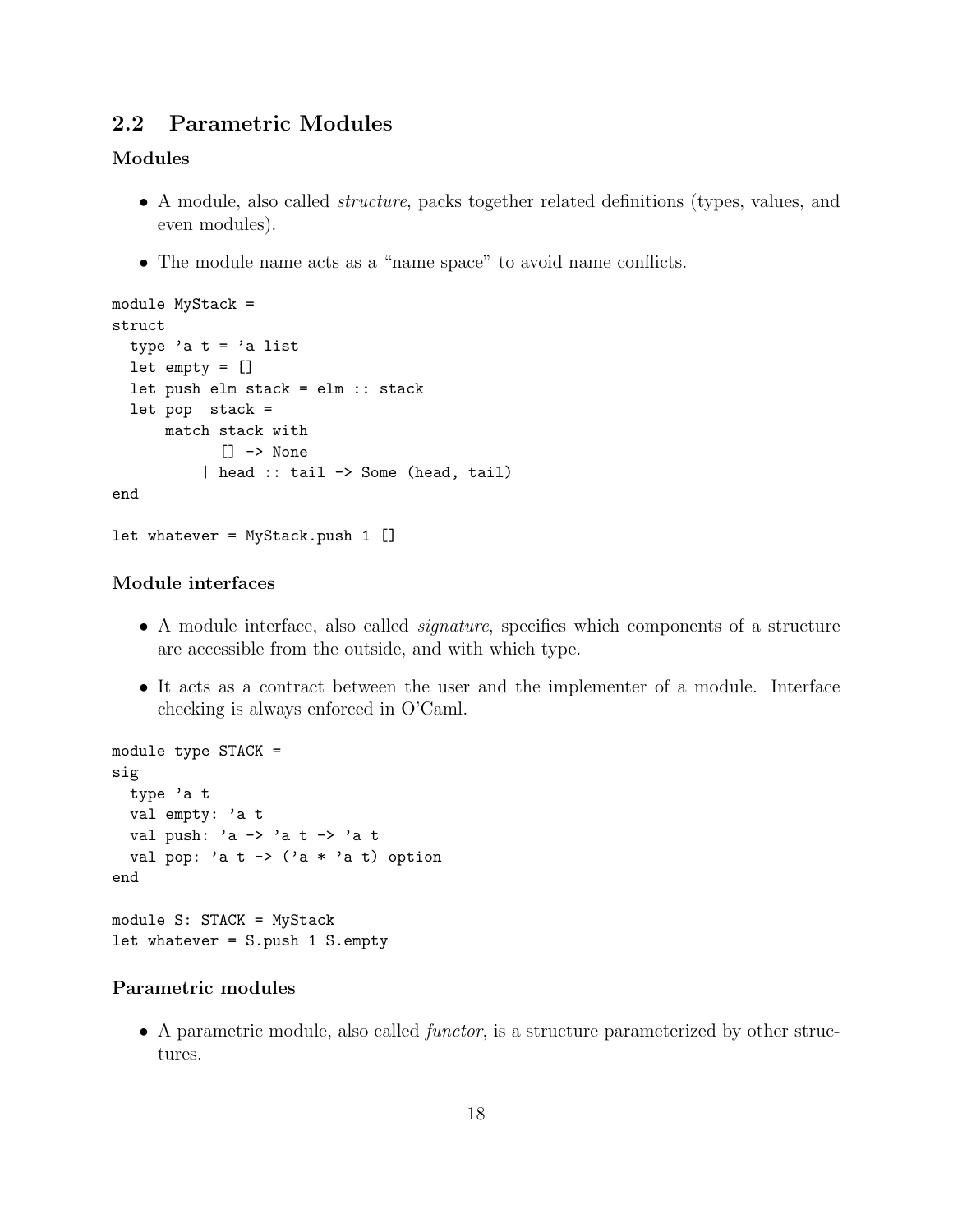## 2.2 Parametric Modules

### Modules

- A module, also called *structure*, packs together related definitions (types, values, and even modules).
- The module name acts as a "name space" to avoid name conflicts.

```
module MyStack =
struct
  type 'a t = 'a list
  let empty = []
  let push elm stack = elm :: stack
  let pop  stack =
      match stack with
            [] -> None
          | head :: tail -> Some (head, tail)
end

let whatever = MyStack.push 1 []
```

### Module interfaces

- A module interface, also called *signature*, specifies which components of a structure are accessible from the outside, and with which type.
- It acts as a contract between the user and the implementer of a module. Interface checking is always enforced in O'Caml.

```
module type STACK =
sig
  type 'a t
  val empty: 'a t
  val push: 'a -> 'a t -> 'a t
  val pop: 'a t -> ('a * 'a t) option
end

module S: STACK = MyStack
let whatever = S.push 1 S.empty
```

### Parametric modules

- A parametric module, also called *functor*, is a structure parameterized by other structures.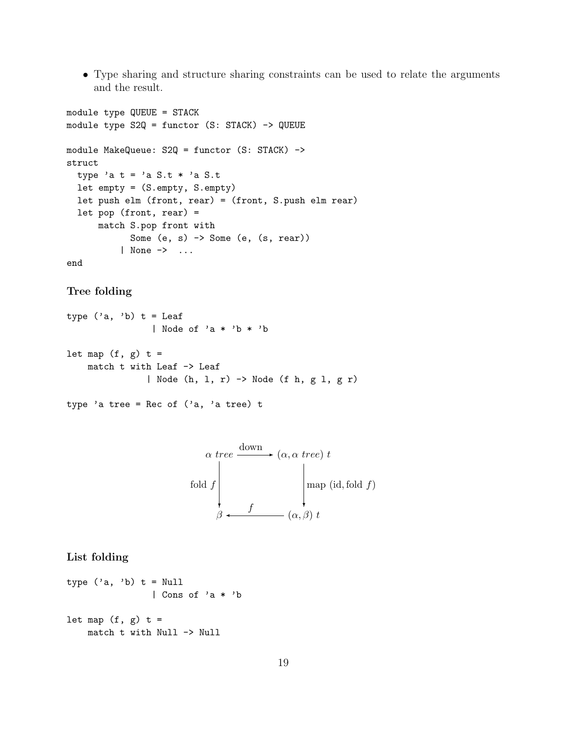- Type sharing and structure sharing constraints can be used to relate the arguments and the result.

```
module type QUEUE = STACK
module type S2Q = functor (S: STACK) -> QUEUE

module MakeQueue: S2Q = functor (S: STACK) ->
struct
  type 'a t = 'a S.t * 'a S.t
  let empty = (S.empty, S.empty)
  let push elm (front, rear) = (front, S.push elm rear)
  let pop (front, rear) =
      match S.pop front with
            Some (e, s) -> Some (e, (s, rear))
          | None ->  ...
end
```

### Tree folding

```
type ('a, 'b) t = Leaf
                | Node of 'a * 'b * 'b

let map (f, g) t =
    match t with Leaf -> Leaf
               | Node (h, l, r) -> Node (f h, g l, g r)

type 'a tree = Rec of ('a, 'a tree) t
```

$$
\begin{array}{ccc}
\alpha\ tree & \xrightarrow{\text{down}} & (\alpha, \alpha\ tree)\ t \\
\Big\downarrow{\scriptstyle \text{fold } f} & & \Big\downarrow{\scriptstyle \text{map } (\text{id}, \text{fold } f)} \\
\beta & \xleftarrow{\quad f \quad} & (\alpha, \beta)\ t
\end{array}
$$

### List folding

```
type ('a, 'b) t = Null
                | Cons of 'a * 'b

let map (f, g) t =
    match t with Null -> Null
```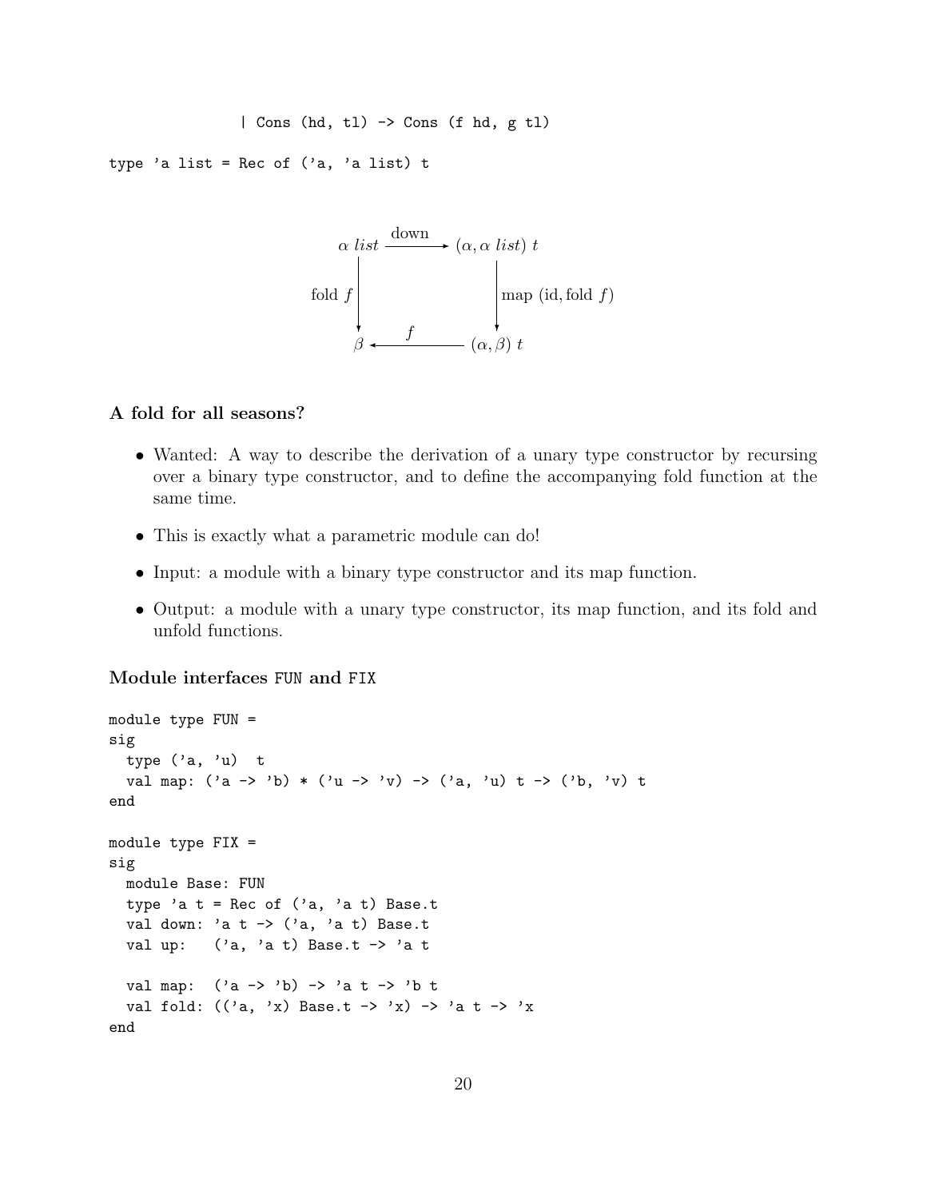```
              | Cons (hd, tl) -> Cons (f hd, g tl)

type 'a list = Rec of ('a, 'a list) t
```

$$
\begin{array}{ccc}
\alpha\ list & \xrightarrow{\text{down}} & (\alpha, \alpha\ list)\ t \\
\Big\downarrow \text{fold } f & & \Big\downarrow \text{map (id, fold } f) \\
\beta & \xleftarrow{f} & (\alpha, \beta)\ t
\end{array}
$$

### A fold for all seasons?

- Wanted: A way to describe the derivation of a unary type constructor by recursing over a binary type constructor, and to define the accompanying fold function at the same time.
- This is exactly what a parametric module can do!
- Input: a module with a binary type constructor and its map function.
- Output: a module with a unary type constructor, its map function, and its fold and unfold functions.

### Module interfaces FUN and FIX

```
module type FUN =
sig
  type ('a, 'u)  t
  val map: ('a -> 'b) * ('u -> 'v) -> ('a, 'u) t -> ('b, 'v) t
end

module type FIX =
sig
  module Base: FUN
  type 'a t = Rec of ('a, 'a t) Base.t
  val down: 'a t -> ('a, 'a t) Base.t
  val up:   ('a, 'a t) Base.t -> 'a t

  val map:  ('a -> 'b) -> 'a t -> 'b t
  val fold: (('a, 'x) Base.t -> 'x) -> 'a t -> 'x
end
```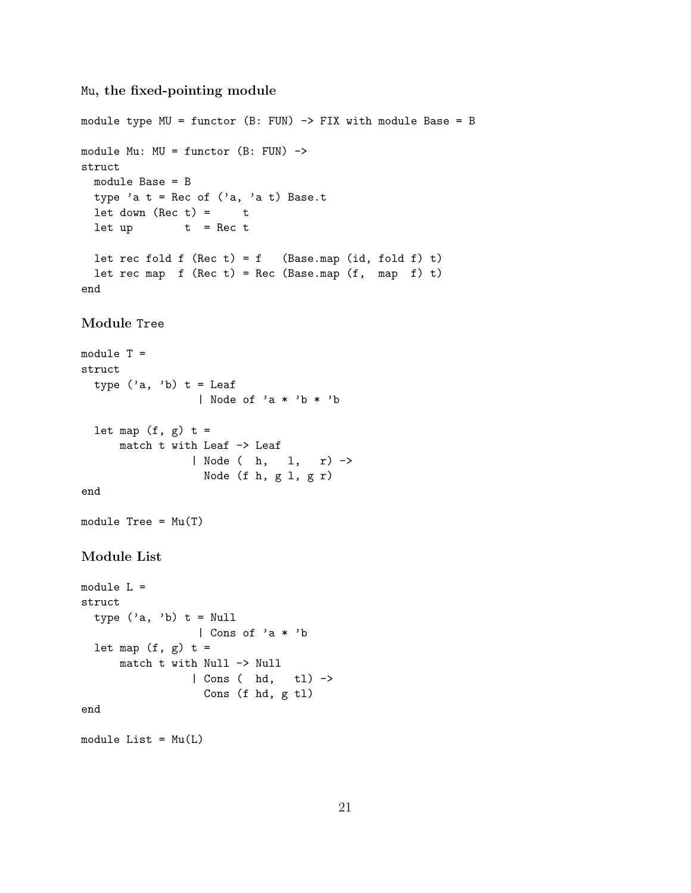### `Mu`, the fixed-pointing module

```
module type MU = functor (B: FUN) -> FIX with module Base = B

module Mu: MU = functor (B: FUN) ->
struct
  module Base = B
  type 'a t = Rec of ('a, 'a t) Base.t
  let down (Rec t) =     t
  let up        t  = Rec t

  let rec fold f (Rec t) = f   (Base.map (id, fold f) t)
  let rec map  f (Rec t) = Rec (Base.map (f,  map  f) t)
end
```

### Module `Tree`

```
module T =
struct
  type ('a, 'b) t = Leaf
                  | Node of 'a * 'b * 'b

  let map (f, g) t =
      match t with Leaf -> Leaf
                 | Node (  h,   l,   r) ->
                   Node (f h, g l, g r)
end

module Tree = Mu(T)
```

### Module `List`

```
module L =
struct
  type ('a, 'b) t = Null
                  | Cons of 'a * 'b
  let map (f, g) t =
      match t with Null -> Null
                 | Cons (  hd,   tl) ->
                   Cons (f hd, g tl)
end

module List = Mu(L)
```